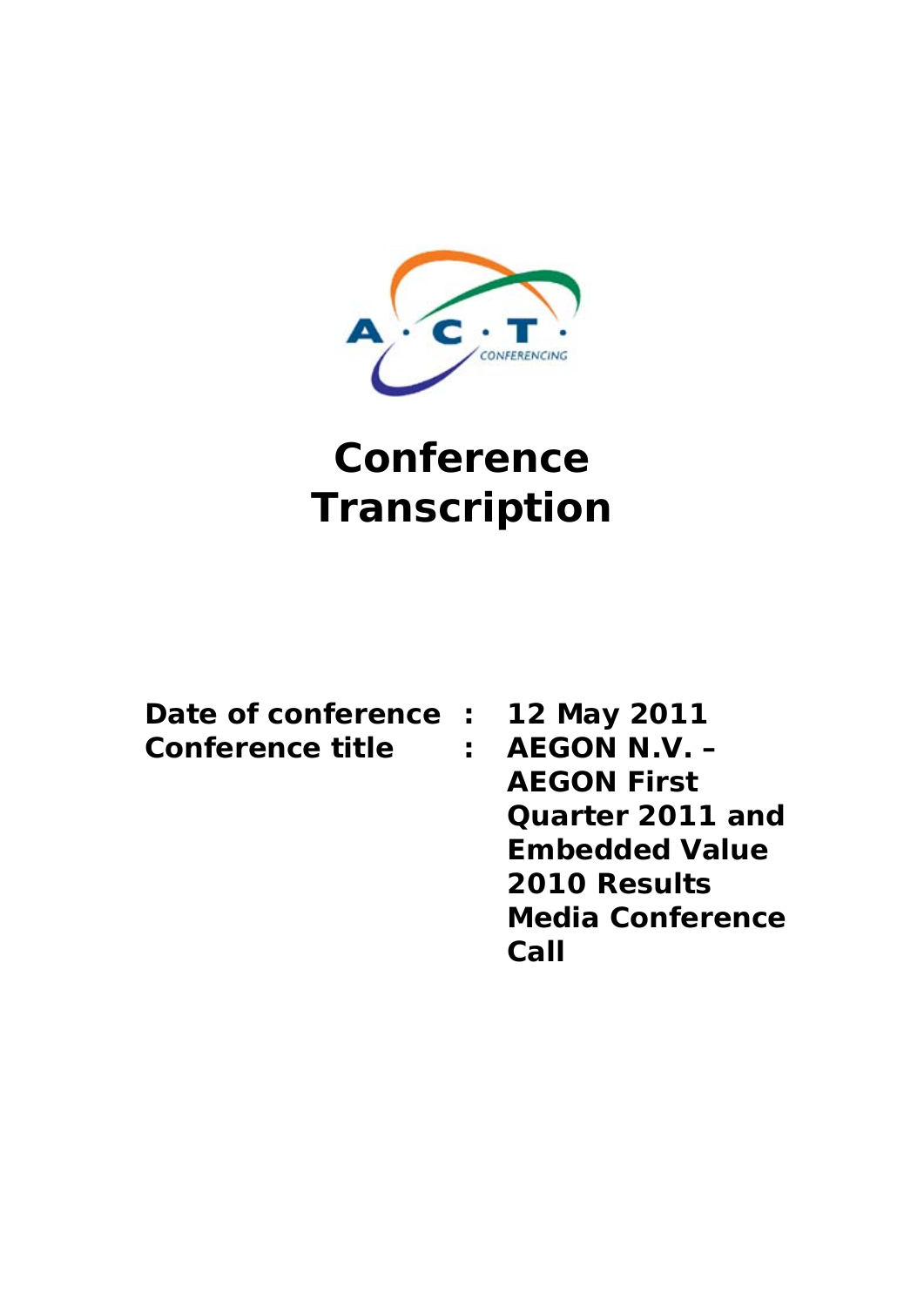A · C · T · CONFERENCING

# Conference Transcription

**Date of conference :** **12 May 2011**

**Conference title :** **AEGON N.V. – AEGON First Quarter 2011 and Embedded Value 2010 Results Media Conference Call**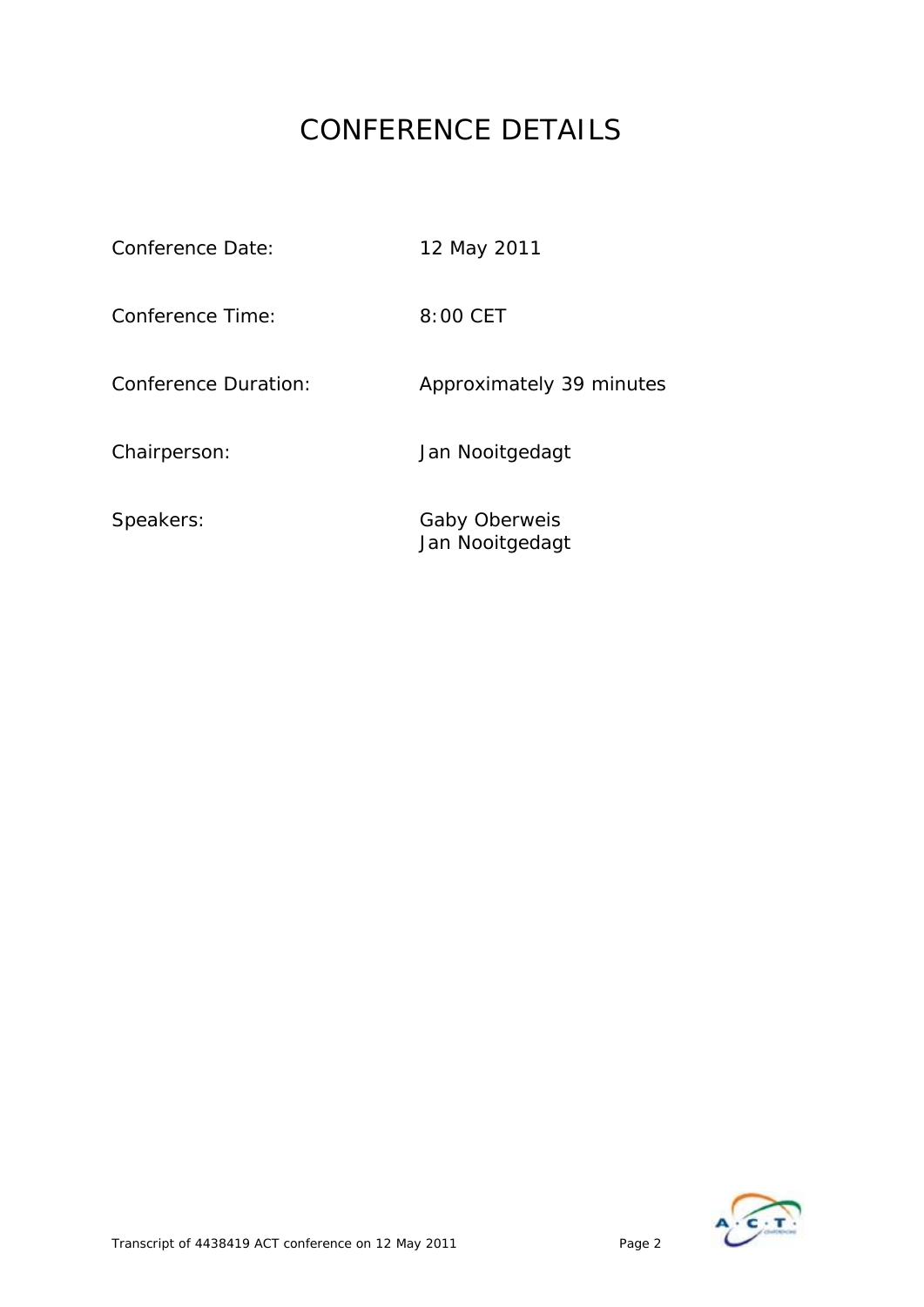# CONFERENCE DETAILS

| | |
|---|---|
| Conference Date: | 12 May 2011 |
| Conference Time: | 8:00 CET |
| Conference Duration: | Approximately 39 minutes |
| Chairperson: | Jan Nooitgedagt |
| Speakers: | Gaby Oberweis<br>Jan Nooitgedagt |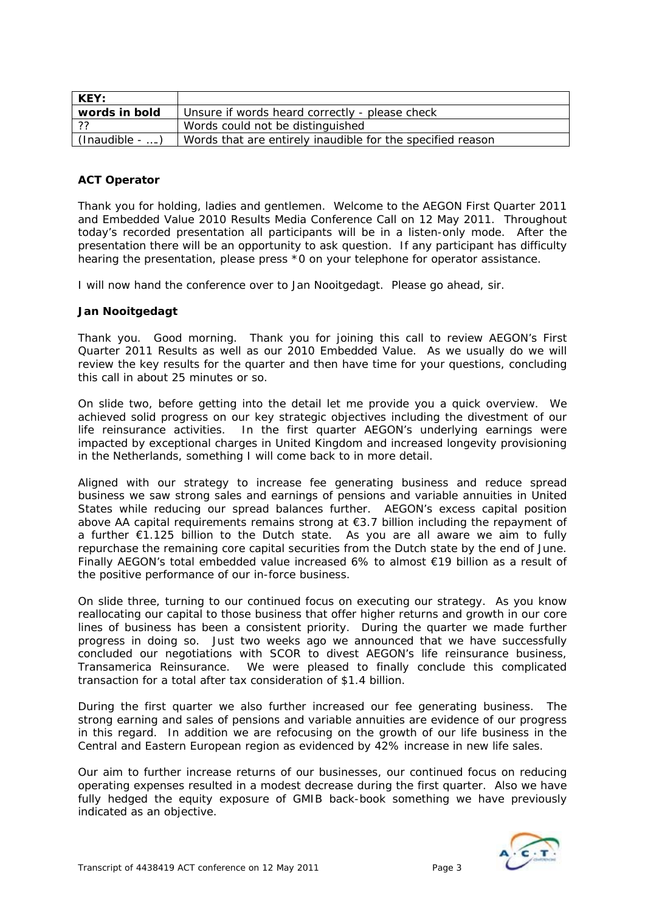| KEY: | |
|---|---|
| **words in bold** | Unsure if words heard correctly - please check |
| ?? | Words could not be distinguished |
| (Inaudible - ….) | Words that are entirely inaudible for the specified reason |

**ACT Operator**

Thank you for holding, ladies and gentlemen. Welcome to the AEGON First Quarter 2011 and Embedded Value 2010 Results Media Conference Call on 12 May 2011. Throughout today's recorded presentation all participants will be in a listen-only mode. After the presentation there will be an opportunity to ask question. If any participant has difficulty hearing the presentation, please press *0 on your telephone for operator assistance.

I will now hand the conference over to Jan Nooitgedagt. Please go ahead, sir.

**Jan Nooitgedagt**

Thank you. Good morning. Thank you for joining this call to review AEGON's First Quarter 2011 Results as well as our 2010 Embedded Value. As we usually do we will review the key results for the quarter and then have time for your questions, concluding this call in about 25 minutes or so.

On slide two, before getting into the detail let me provide you a quick overview. We achieved solid progress on our key strategic objectives including the divestment of our life reinsurance activities. In the first quarter AEGON's underlying earnings were impacted by exceptional charges in United Kingdom and increased longevity provisioning in the Netherlands, something I will come back to in more detail.

Aligned with our strategy to increase fee generating business and reduce spread business we saw strong sales and earnings of pensions and variable annuities in United States while reducing our spread balances further. AEGON's excess capital position above AA capital requirements remains strong at €3.7 billion including the repayment of a further €1.125 billion to the Dutch state. As you are all aware we aim to fully repurchase the remaining core capital securities from the Dutch state by the end of June. Finally AEGON's total embedded value increased 6% to almost €19 billion as a result of the positive performance of our in-force business.

On slide three, turning to our continued focus on executing our strategy. As you know reallocating our capital to those business that offer higher returns and growth in our core lines of business has been a consistent priority. During the quarter we made further progress in doing so. Just two weeks ago we announced that we have successfully concluded our negotiations with SCOR to divest AEGON's life reinsurance business, Transamerica Reinsurance. We were pleased to finally conclude this complicated transaction for a total after tax consideration of $1.4 billion.

During the first quarter we also further increased our fee generating business. The strong earning and sales of pensions and variable annuities are evidence of our progress in this regard. In addition we are refocusing on the growth of our life business in the Central and Eastern European region as evidenced by 42% increase in new life sales.

Our aim to further increase returns of our businesses, our continued focus on reducing operating expenses resulted in a modest decrease during the first quarter. Also we have fully hedged the equity exposure of GMIB back-book something we have previously indicated as an objective.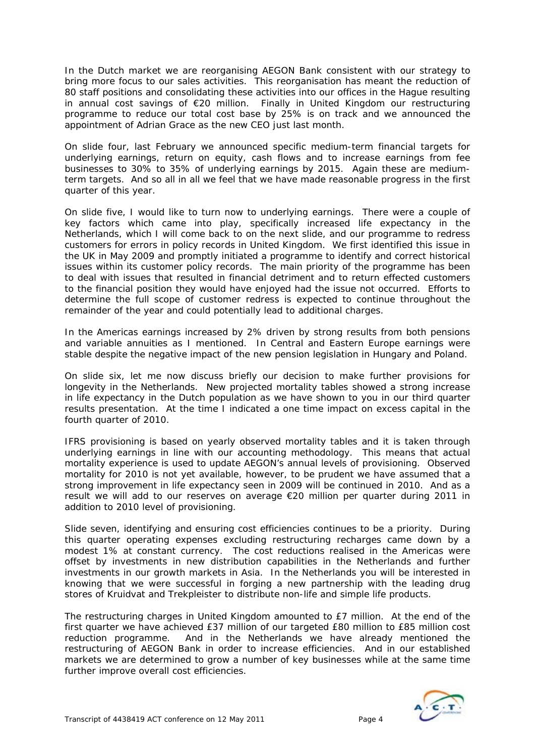In the Dutch market we are reorganising AEGON Bank consistent with our strategy to bring more focus to our sales activities. This reorganisation has meant the reduction of 80 staff positions and consolidating these activities into our offices in the Hague resulting in annual cost savings of €20 million. Finally in United Kingdom our restructuring programme to reduce our total cost base by 25% is on track and we announced the appointment of Adrian Grace as the new CEO just last month.

On slide four, last February we announced specific medium-term financial targets for underlying earnings, return on equity, cash flows and to increase earnings from fee businesses to 30% to 35% of underlying earnings by 2015. Again these are medium-term targets. And so all in all we feel that we have made reasonable progress in the first quarter of this year.

On slide five, I would like to turn now to underlying earnings. There were a couple of key factors which came into play, specifically increased life expectancy in the Netherlands, which I will come back to on the next slide, and our programme to redress customers for errors in policy records in United Kingdom. We first identified this issue in the UK in May 2009 and promptly initiated a programme to identify and correct historical issues within its customer policy records. The main priority of the programme has been to deal with issues that resulted in financial detriment and to return effected customers to the financial position they would have enjoyed had the issue not occurred. Efforts to determine the full scope of customer redress is expected to continue throughout the remainder of the year and could potentially lead to additional charges.

In the Americas earnings increased by 2% driven by strong results from both pensions and variable annuities as I mentioned. In Central and Eastern Europe earnings were stable despite the negative impact of the new pension legislation in Hungary and Poland.

On slide six, let me now discuss briefly our decision to make further provisions for longevity in the Netherlands. New projected mortality tables showed a strong increase in life expectancy in the Dutch population as we have shown to you in our third quarter results presentation. At the time I indicated a one time impact on excess capital in the fourth quarter of 2010.

IFRS provisioning is based on yearly observed mortality tables and it is taken through underlying earnings in line with our accounting methodology. This means that actual mortality experience is used to update AEGON's annual levels of provisioning. Observed mortality for 2010 is not yet available, however, to be prudent we have assumed that a strong improvement in life expectancy seen in 2009 will be continued in 2010. And as a result we will add to our reserves on average €20 million per quarter during 2011 in addition to 2010 level of provisioning.

Slide seven, identifying and ensuring cost efficiencies continues to be a priority. During this quarter operating expenses excluding restructuring recharges came down by a modest 1% at constant currency. The cost reductions realised in the Americas were offset by investments in new distribution capabilities in the Netherlands and further investments in our growth markets in Asia. In the Netherlands you will be interested in knowing that we were successful in forging a new partnership with the leading drug stores of Kruidvat and Trekpleister to distribute non-life and simple life products.

The restructuring charges in United Kingdom amounted to £7 million. At the end of the first quarter we have achieved £37 million of our targeted £80 million to £85 million cost reduction programme. And in the Netherlands we have already mentioned the restructuring of AEGON Bank in order to increase efficiencies. And in our established markets we are determined to grow a number of key businesses while at the same time further improve overall cost efficiencies.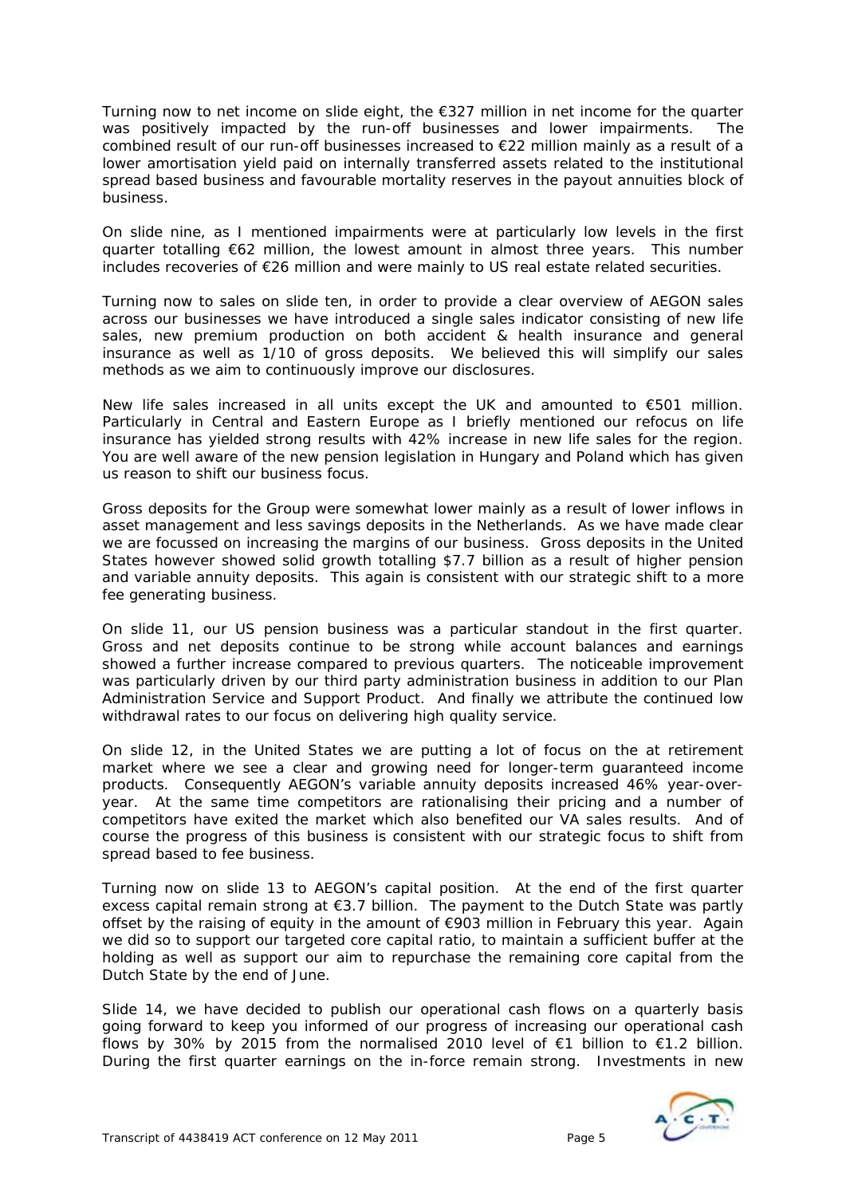Turning now to net income on slide eight, the €327 million in net income for the quarter was positively impacted by the run-off businesses and lower impairments. The combined result of our run-off businesses increased to €22 million mainly as a result of a lower amortisation yield paid on internally transferred assets related to the institutional spread based business and favourable mortality reserves in the payout annuities block of business.

On slide nine, as I mentioned impairments were at particularly low levels in the first quarter totalling €62 million, the lowest amount in almost three years. This number includes recoveries of €26 million and were mainly to US real estate related securities.

Turning now to sales on slide ten, in order to provide a clear overview of AEGON sales across our businesses we have introduced a single sales indicator consisting of new life sales, new premium production on both accident & health insurance and general insurance as well as 1/10 of gross deposits. We believed this will simplify our sales methods as we aim to continuously improve our disclosures.

New life sales increased in all units except the UK and amounted to €501 million. Particularly in Central and Eastern Europe as I briefly mentioned our refocus on life insurance has yielded strong results with 42% increase in new life sales for the region. You are well aware of the new pension legislation in Hungary and Poland which has given us reason to shift our business focus.

Gross deposits for the Group were somewhat lower mainly as a result of lower inflows in asset management and less savings deposits in the Netherlands. As we have made clear we are focussed on increasing the margins of our business. Gross deposits in the United States however showed solid growth totalling $7.7 billion as a result of higher pension and variable annuity deposits. This again is consistent with our strategic shift to a more fee generating business.

On slide 11, our US pension business was a particular standout in the first quarter. Gross and net deposits continue to be strong while account balances and earnings showed a further increase compared to previous quarters. The noticeable improvement was particularly driven by our third party administration business in addition to our Plan Administration Service and Support Product. And finally we attribute the continued low withdrawal rates to our focus on delivering high quality service.

On slide 12, in the United States we are putting a lot of focus on the at retirement market where we see a clear and growing need for longer-term guaranteed income products. Consequently AEGON's variable annuity deposits increased 46% year-over-year. At the same time competitors are rationalising their pricing and a number of competitors have exited the market which also benefited our VA sales results. And of course the progress of this business is consistent with our strategic focus to shift from spread based to fee business.

Turning now on slide 13 to AEGON's capital position. At the end of the first quarter excess capital remain strong at €3.7 billion. The payment to the Dutch State was partly offset by the raising of equity in the amount of €903 million in February this year. Again we did so to support our targeted core capital ratio, to maintain a sufficient buffer at the holding as well as support our aim to repurchase the remaining core capital from the Dutch State by the end of June.

Slide 14, we have decided to publish our operational cash flows on a quarterly basis going forward to keep you informed of our progress of increasing our operational cash flows by 30% by 2015 from the normalised 2010 level of €1 billion to €1.2 billion. During the first quarter earnings on the in-force remain strong. Investments in new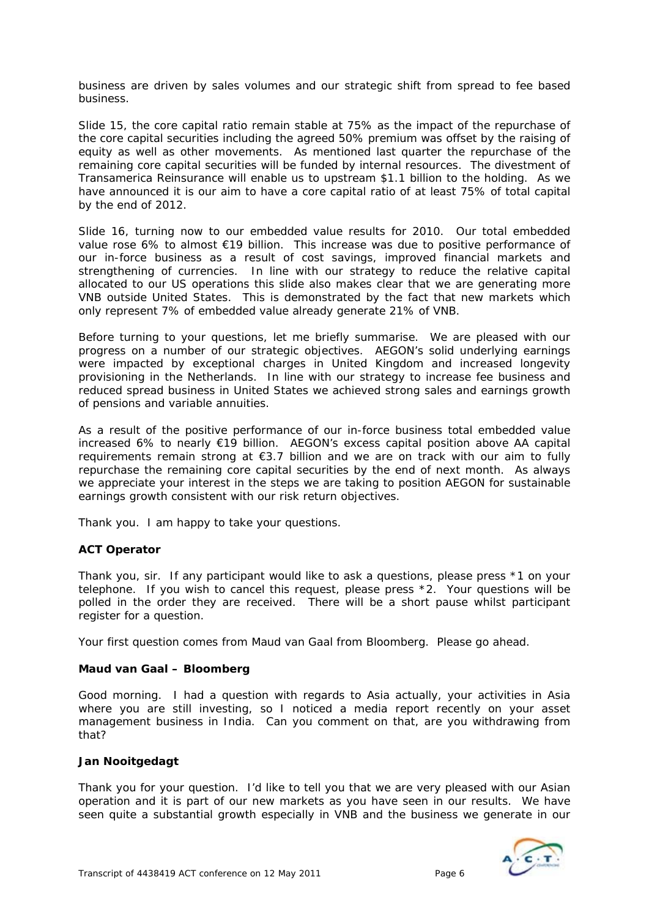business are driven by sales volumes and our strategic shift from spread to fee based business.

Slide 15, the core capital ratio remain stable at 75% as the impact of the repurchase of the core capital securities including the agreed 50% premium was offset by the raising of equity as well as other movements. As mentioned last quarter the repurchase of the remaining core capital securities will be funded by internal resources. The divestment of Transamerica Reinsurance will enable us to upstream $1.1 billion to the holding. As we have announced it is our aim to have a core capital ratio of at least 75% of total capital by the end of 2012.

Slide 16, turning now to our embedded value results for 2010. Our total embedded value rose 6% to almost €19 billion. This increase was due to positive performance of our in-force business as a result of cost savings, improved financial markets and strengthening of currencies. In line with our strategy to reduce the relative capital allocated to our US operations this slide also makes clear that we are generating more VNB outside United States. This is demonstrated by the fact that new markets which only represent 7% of embedded value already generate 21% of VNB.

Before turning to your questions, let me briefly summarise. We are pleased with our progress on a number of our strategic objectives. AEGON's solid underlying earnings were impacted by exceptional charges in United Kingdom and increased longevity provisioning in the Netherlands. In line with our strategy to increase fee business and reduced spread business in United States we achieved strong sales and earnings growth of pensions and variable annuities.

As a result of the positive performance of our in-force business total embedded value increased 6% to nearly €19 billion. AEGON's excess capital position above AA capital requirements remain strong at €3.7 billion and we are on track with our aim to fully repurchase the remaining core capital securities by the end of next month. As always we appreciate your interest in the steps we are taking to position AEGON for sustainable earnings growth consistent with our risk return objectives.

Thank you. I am happy to take your questions.

**ACT Operator**

Thank you, sir. If any participant would like to ask a questions, please press *1 on your telephone. If you wish to cancel this request, please press *2. Your questions will be polled in the order they are received. There will be a short pause whilst participant register for a question.

Your first question comes from Maud van Gaal from Bloomberg. Please go ahead.

**Maud van Gaal – Bloomberg**

Good morning. I had a question with regards to Asia actually, your activities in Asia where you are still investing, so I noticed a media report recently on your asset management business in India. Can you comment on that, are you withdrawing from that?

**Jan Nooitgedagt**

Thank you for your question. I'd like to tell you that we are very pleased with our Asian operation and it is part of our new markets as you have seen in our results. We have seen quite a substantial growth especially in VNB and the business we generate in our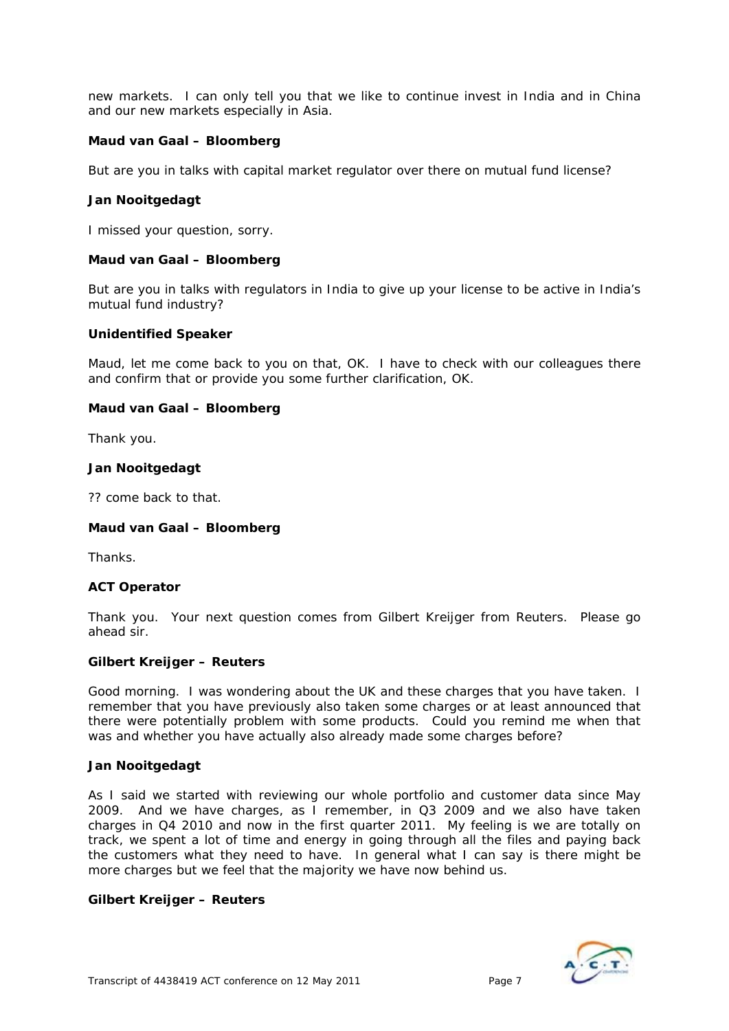new markets. I can only tell you that we like to continue invest in India and in China and our new markets especially in Asia.

**Maud van Gaal – Bloomberg**

But are you in talks with capital market regulator over there on mutual fund license?

**Jan Nooitgedagt**

I missed your question, sorry.

**Maud van Gaal – Bloomberg**

But are you in talks with regulators in India to give up your license to be active in India's mutual fund industry?

**Unidentified Speaker**

Maud, let me come back to you on that, OK. I have to check with our colleagues there and confirm that or provide you some further clarification, OK.

**Maud van Gaal – Bloomberg**

Thank you.

**Jan Nooitgedagt**

?? come back to that.

**Maud van Gaal – Bloomberg**

Thanks.

**ACT Operator**

Thank you. Your next question comes from Gilbert Kreijger from Reuters. Please go ahead sir.

**Gilbert Kreijger – Reuters**

Good morning. I was wondering about the UK and these charges that you have taken. I remember that you have previously also taken some charges or at least announced that there were potentially problem with some products. Could you remind me when that was and whether you have actually also already made some charges before?

**Jan Nooitgedagt**

As I said we started with reviewing our whole portfolio and customer data since May 2009. And we have charges, as I remember, in Q3 2009 and we also have taken charges in Q4 2010 and now in the first quarter 2011. My feeling is we are totally on track, we spent a lot of time and energy in going through all the files and paying back the customers what they need to have. In general what I can say is there might be more charges but we feel that the majority we have now behind us.

**Gilbert Kreijger – Reuters**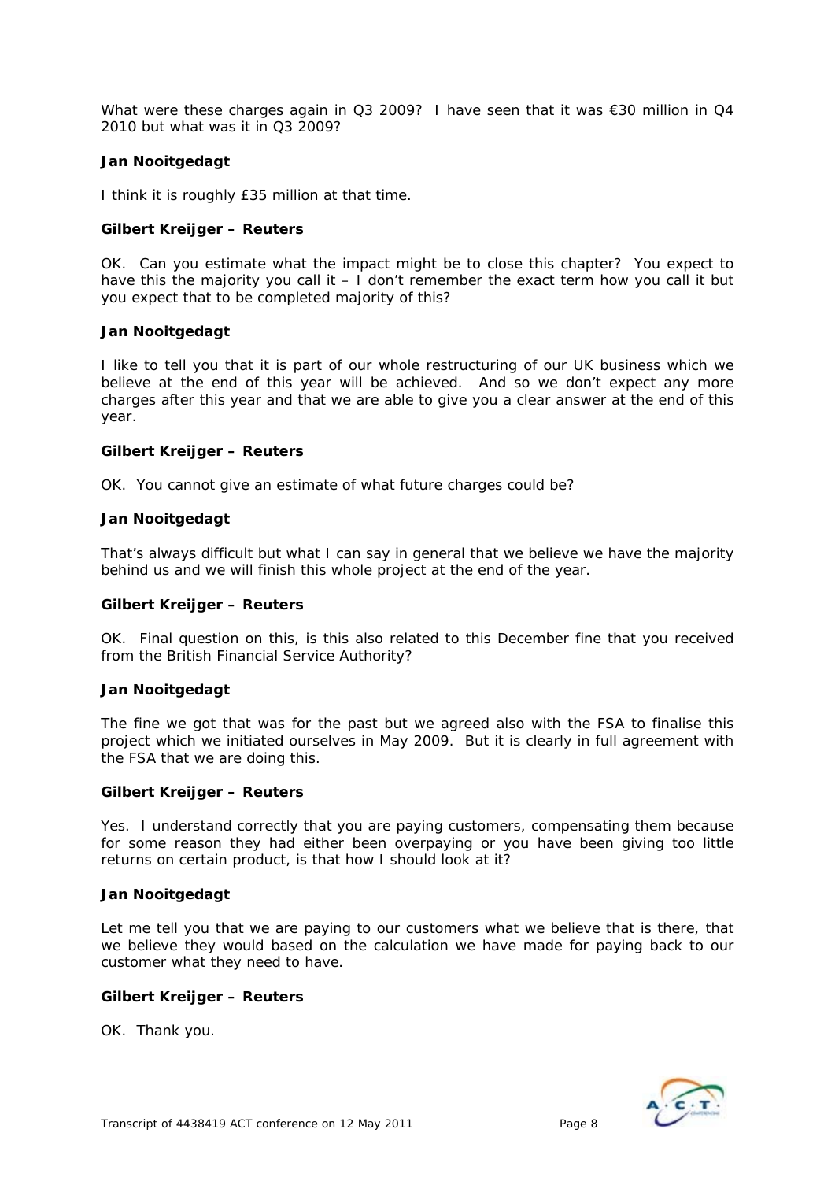What were these charges again in Q3 2009? I have seen that it was €30 million in Q4 2010 but what was it in Q3 2009?

**Jan Nooitgedagt**

I think it is roughly £35 million at that time.

**Gilbert Kreijger – Reuters**

OK. Can you estimate what the impact might be to close this chapter? You expect to have this the majority you call it – I don't remember the exact term how you call it but you expect that to be completed majority of this?

**Jan Nooitgedagt**

I like to tell you that it is part of our whole restructuring of our UK business which we believe at the end of this year will be achieved. And so we don't expect any more charges after this year and that we are able to give you a clear answer at the end of this year.

**Gilbert Kreijger – Reuters**

OK. You cannot give an estimate of what future charges could be?

**Jan Nooitgedagt**

That's always difficult but what I can say in general that we believe we have the majority behind us and we will finish this whole project at the end of the year.

**Gilbert Kreijger – Reuters**

OK. Final question on this, is this also related to this December fine that you received from the British Financial Service Authority?

**Jan Nooitgedagt**

The fine we got that was for the past but we agreed also with the FSA to finalise this project which we initiated ourselves in May 2009. But it is clearly in full agreement with the FSA that we are doing this.

**Gilbert Kreijger – Reuters**

Yes. I understand correctly that you are paying customers, compensating them because for some reason they had either been overpaying or you have been giving too little returns on certain product, is that how I should look at it?

**Jan Nooitgedagt**

Let me tell you that we are paying to our customers what we believe that is there, that we believe they would based on the calculation we have made for paying back to our customer what they need to have.

**Gilbert Kreijger – Reuters**

OK. Thank you.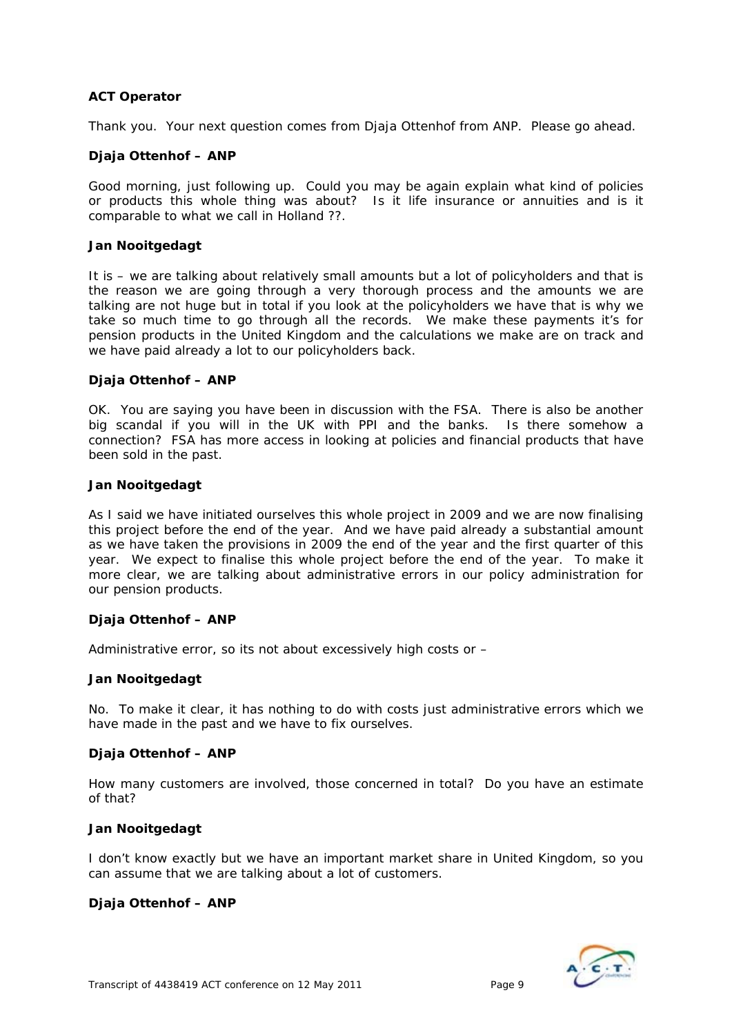**ACT Operator**

Thank you. Your next question comes from Djaja Ottenhof from ANP. Please go ahead.

**Djaja Ottenhof – ANP**

Good morning, just following up. Could you may be again explain what kind of policies or products this whole thing was about? Is it life insurance or annuities and is it comparable to what we call in Holland ??.

**Jan Nooitgedagt**

It is – we are talking about relatively small amounts but a lot of policyholders and that is the reason we are going through a very thorough process and the amounts we are talking are not huge but in total if you look at the policyholders we have that is why we take so much time to go through all the records. We make these payments it's for pension products in the United Kingdom and the calculations we make are on track and we have paid already a lot to our policyholders back.

**Djaja Ottenhof – ANP**

OK. You are saying you have been in discussion with the FSA. There is also be another big scandal if you will in the UK with PPI and the banks. Is there somehow a connection? FSA has more access in looking at policies and financial products that have been sold in the past.

**Jan Nooitgedagt**

As I said we have initiated ourselves this whole project in 2009 and we are now finalising this project before the end of the year. And we have paid already a substantial amount as we have taken the provisions in 2009 the end of the year and the first quarter of this year. We expect to finalise this whole project before the end of the year. To make it more clear, we are talking about administrative errors in our policy administration for our pension products.

**Djaja Ottenhof – ANP**

Administrative error, so its not about excessively high costs or –

**Jan Nooitgedagt**

No. To make it clear, it has nothing to do with costs just administrative errors which we have made in the past and we have to fix ourselves.

**Djaja Ottenhof – ANP**

How many customers are involved, those concerned in total? Do you have an estimate of that?

**Jan Nooitgedagt**

I don't know exactly but we have an important market share in United Kingdom, so you can assume that we are talking about a lot of customers.

**Djaja Ottenhof – ANP**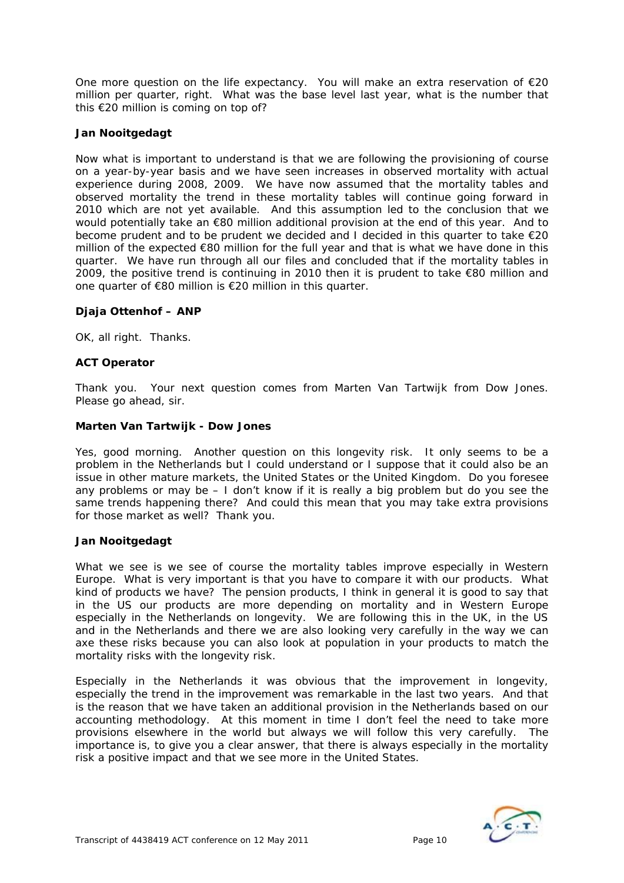One more question on the life expectancy. You will make an extra reservation of €20 million per quarter, right. What was the base level last year, what is the number that this €20 million is coming on top of?

**Jan Nooitgedagt**

Now what is important to understand is that we are following the provisioning of course on a year-by-year basis and we have seen increases in observed mortality with actual experience during 2008, 2009. We have now assumed that the mortality tables and observed mortality the trend in these mortality tables will continue going forward in 2010 which are not yet available. And this assumption led to the conclusion that we would potentially take an €80 million additional provision at the end of this year. And to become prudent and to be prudent we decided and I decided in this quarter to take €20 million of the expected €80 million for the full year and that is what we have done in this quarter. We have run through all our files and concluded that if the mortality tables in 2009, the positive trend is continuing in 2010 then it is prudent to take €80 million and one quarter of €80 million is €20 million in this quarter.

**Djaja Ottenhof – ANP**

OK, all right. Thanks.

**ACT Operator**

Thank you. Your next question comes from Marten Van Tartwijk from Dow Jones. Please go ahead, sir.

**Marten Van Tartwijk - Dow Jones**

Yes, good morning. Another question on this longevity risk. It only seems to be a problem in the Netherlands but I could understand or I suppose that it could also be an issue in other mature markets, the United States or the United Kingdom. Do you foresee any problems or may be – I don't know if it is really a big problem but do you see the same trends happening there? And could this mean that you may take extra provisions for those market as well? Thank you.

**Jan Nooitgedagt**

What we see is we see of course the mortality tables improve especially in Western Europe. What is very important is that you have to compare it with our products. What kind of products we have? The pension products, I think in general it is good to say that in the US our products are more depending on mortality and in Western Europe especially in the Netherlands on longevity. We are following this in the UK, in the US and in the Netherlands and there we are also looking very carefully in the way we can axe these risks because you can also look at population in your products to match the mortality risks with the longevity risk.

Especially in the Netherlands it was obvious that the improvement in longevity, especially the trend in the improvement was remarkable in the last two years. And that is the reason that we have taken an additional provision in the Netherlands based on our accounting methodology. At this moment in time I don't feel the need to take more provisions elsewhere in the world but always we will follow this very carefully. The importance is, to give you a clear answer, that there is always especially in the mortality risk a positive impact and that we see more in the United States.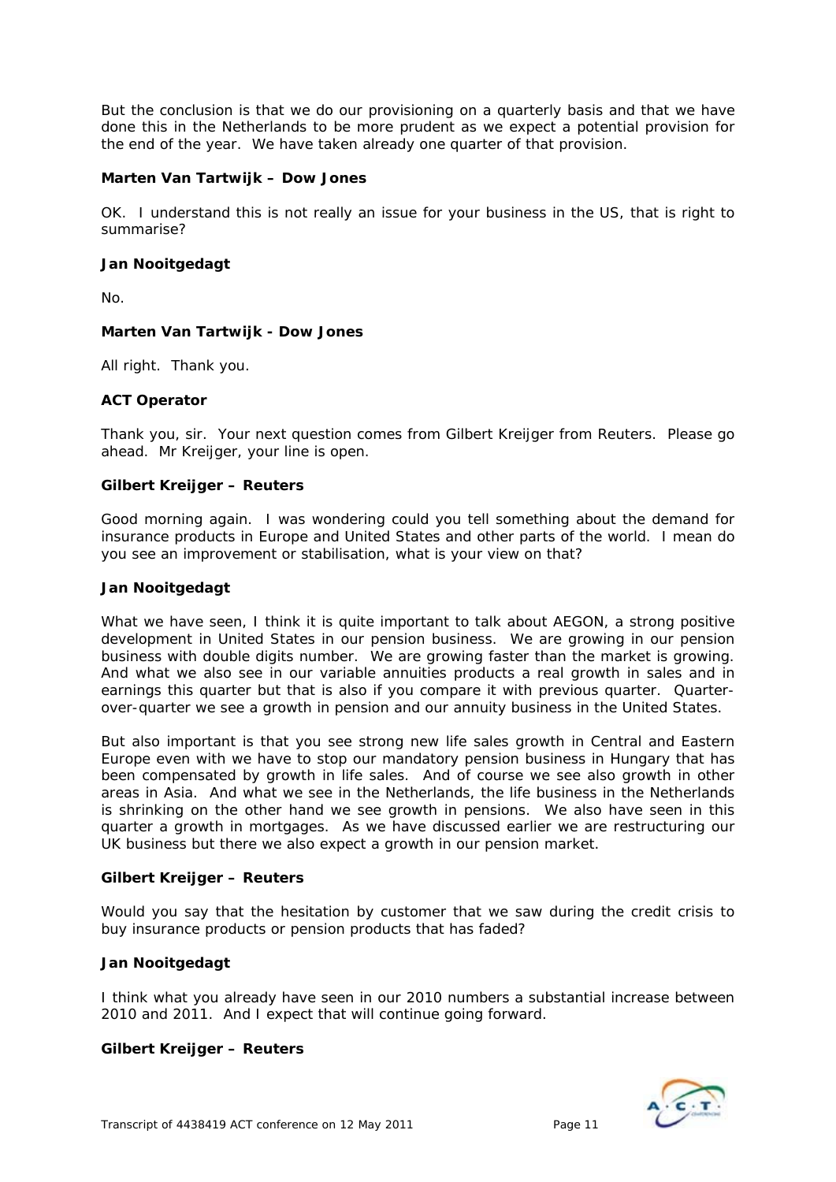But the conclusion is that we do our provisioning on a quarterly basis and that we have done this in the Netherlands to be more prudent as we expect a potential provision for the end of the year. We have taken already one quarter of that provision.

**Marten Van Tartwijk – Dow Jones**

OK. I understand this is not really an issue for your business in the US, that is right to summarise?

**Jan Nooitgedagt**

No.

**Marten Van Tartwijk - Dow Jones**

All right. Thank you.

**ACT Operator**

Thank you, sir. Your next question comes from Gilbert Kreijger from Reuters. Please go ahead. Mr Kreijger, your line is open.

**Gilbert Kreijger – Reuters**

Good morning again. I was wondering could you tell something about the demand for insurance products in Europe and United States and other parts of the world. I mean do you see an improvement or stabilisation, what is your view on that?

**Jan Nooitgedagt**

What we have seen, I think it is quite important to talk about AEGON, a strong positive development in United States in our pension business. We are growing in our pension business with double digits number. We are growing faster than the market is growing. And what we also see in our variable annuities products a real growth in sales and in earnings this quarter but that is also if you compare it with previous quarter. Quarter-over-quarter we see a growth in pension and our annuity business in the United States.

But also important is that you see strong new life sales growth in Central and Eastern Europe even with we have to stop our mandatory pension business in Hungary that has been compensated by growth in life sales. And of course we see also growth in other areas in Asia. And what we see in the Netherlands, the life business in the Netherlands is shrinking on the other hand we see growth in pensions. We also have seen in this quarter a growth in mortgages. As we have discussed earlier we are restructuring our UK business but there we also expect a growth in our pension market.

**Gilbert Kreijger – Reuters**

Would you say that the hesitation by customer that we saw during the credit crisis to buy insurance products or pension products that has faded?

**Jan Nooitgedagt**

I think what you already have seen in our 2010 numbers a substantial increase between 2010 and 2011. And I expect that will continue going forward.

**Gilbert Kreijger – Reuters**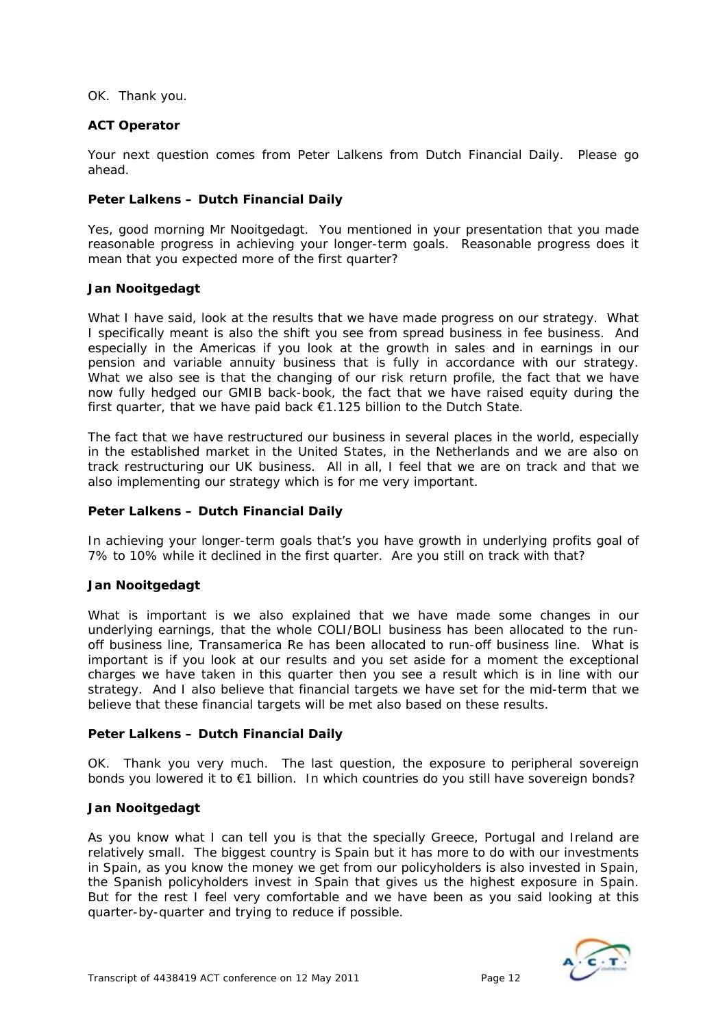OK. Thank you.

**ACT Operator**

Your next question comes from Peter Lalkens from Dutch Financial Daily. Please go ahead.

**Peter Lalkens – Dutch Financial Daily**

Yes, good morning Mr Nooitgedagt. You mentioned in your presentation that you made reasonable progress in achieving your longer-term goals. Reasonable progress does it mean that you expected more of the first quarter?

**Jan Nooitgedagt**

What I have said, look at the results that we have made progress on our strategy. What I specifically meant is also the shift you see from spread business in fee business. And especially in the Americas if you look at the growth in sales and in earnings in our pension and variable annuity business that is fully in accordance with our strategy. What we also see is that the changing of our risk return profile, the fact that we have now fully hedged our GMIB back-book, the fact that we have raised equity during the first quarter, that we have paid back €1.125 billion to the Dutch State.

The fact that we have restructured our business in several places in the world, especially in the established market in the United States, in the Netherlands and we are also on track restructuring our UK business. All in all, I feel that we are on track and that we also implementing our strategy which is for me very important.

**Peter Lalkens – Dutch Financial Daily**

In achieving your longer-term goals that's you have growth in underlying profits goal of 7% to 10% while it declined in the first quarter. Are you still on track with that?

**Jan Nooitgedagt**

What is important is we also explained that we have made some changes in our underlying earnings, that the whole COLI/BOLI business has been allocated to the run-off business line, Transamerica Re has been allocated to run-off business line. What is important is if you look at our results and you set aside for a moment the exceptional charges we have taken in this quarter then you see a result which is in line with our strategy. And I also believe that financial targets we have set for the mid-term that we believe that these financial targets will be met also based on these results.

**Peter Lalkens – Dutch Financial Daily**

OK. Thank you very much. The last question, the exposure to peripheral sovereign bonds you lowered it to €1 billion. In which countries do you still have sovereign bonds?

**Jan Nooitgedagt**

As you know what I can tell you is that the specially Greece, Portugal and Ireland are relatively small. The biggest country is Spain but it has more to do with our investments in Spain, as you know the money we get from our policyholders is also invested in Spain, the Spanish policyholders invest in Spain that gives us the highest exposure in Spain. But for the rest I feel very comfortable and we have been as you said looking at this quarter-by-quarter and trying to reduce if possible.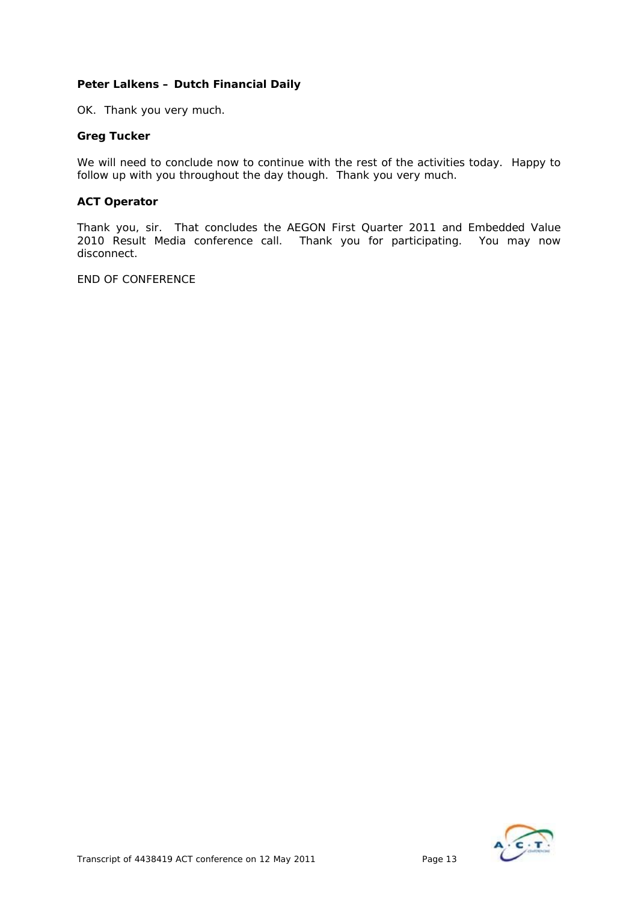**Peter Lalkens – Dutch Financial Daily**

OK. Thank you very much.

**Greg Tucker**

We will need to conclude now to continue with the rest of the activities today. Happy to follow up with you throughout the day though. Thank you very much.

**ACT Operator**

Thank you, sir. That concludes the AEGON First Quarter 2011 and Embedded Value 2010 Result Media conference call. Thank you for participating. You may now disconnect.

END OF CONFERENCE